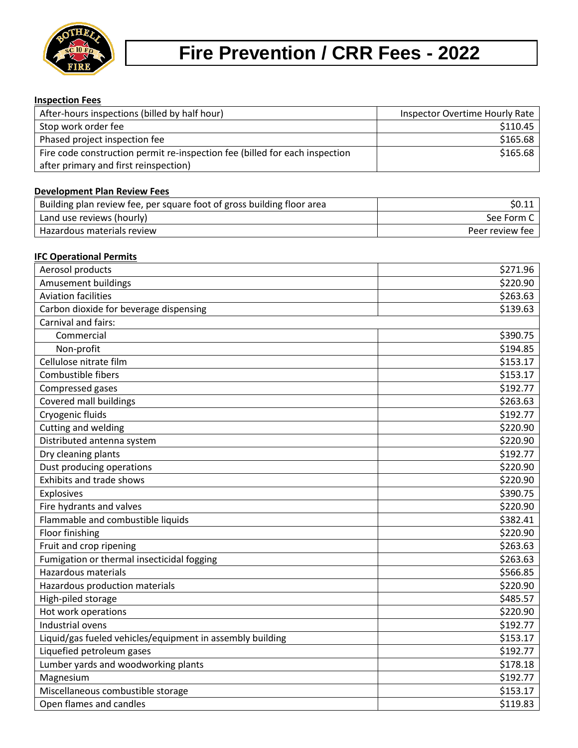# Fire Prevention / CRR Fees - 2022

**Inspection Fees**

| | |
|---|---|
| After-hours inspections (billed by half hour) | Inspector Overtime Hourly Rate |
| Stop work order fee | $110.45 |
| Phased project inspection fee | $165.68 |
| Fire code construction permit re-inspection fee (billed for each inspection after primary and first reinspection) | $165.68 |

**Development Plan Review Fees**

| | |
|---|---|
| Building plan review fee, per square foot of gross building floor area | $0.11 |
| Land use reviews (hourly) | See Form C |
| Hazardous materials review | Peer review fee |

**IFC Operational Permits**

| | |
|---|---|
| Aerosol products | $271.96 |
| Amusement buildings | $220.90 |
| Aviation facilities | $263.63 |
| Carbon dioxide for beverage dispensing | $139.63 |
| Carnival and fairs: | |
| Commercial | $390.75 |
| Non-profit | $194.85 |
| Cellulose nitrate film | $153.17 |
| Combustible fibers | $153.17 |
| Compressed gases | $192.77 |
| Covered mall buildings | $263.63 |
| Cryogenic fluids | $192.77 |
| Cutting and welding | $220.90 |
| Distributed antenna system | $220.90 |
| Dry cleaning plants | $192.77 |
| Dust producing operations | $220.90 |
| Exhibits and trade shows | $220.90 |
| Explosives | $390.75 |
| Fire hydrants and valves | $220.90 |
| Flammable and combustible liquids | $382.41 |
| Floor finishing | $220.90 |
| Fruit and crop ripening | $263.63 |
| Fumigation or thermal insecticidal fogging | $263.63 |
| Hazardous materials | $566.85 |
| Hazardous production materials | $220.90 |
| High-piled storage | $485.57 |
| Hot work operations | $220.90 |
| Industrial ovens | $192.77 |
| Liquid/gas fueled vehicles/equipment in assembly building | $153.17 |
| Liquefied petroleum gases | $192.77 |
| Lumber yards and woodworking plants | $178.18 |
| Magnesium | $192.77 |
| Miscellaneous combustible storage | $153.17 |
| Open flames and candles | $119.83 |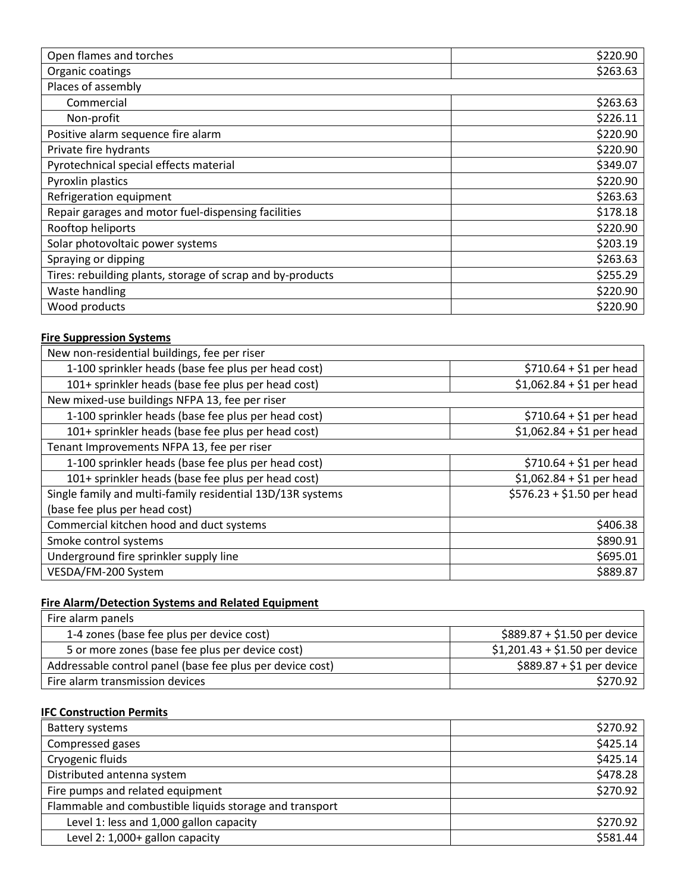| | |
|---|---|
| Open flames and torches | $220.90 |
| Organic coatings | $263.63 |
| Places of assembly | |
| Commercial | $263.63 |
| Non-profit | $226.11 |
| Positive alarm sequence fire alarm | $220.90 |
| Private fire hydrants | $220.90 |
| Pyrotechnical special effects material | $349.07 |
| Pyroxlin plastics | $220.90 |
| Refrigeration equipment | $263.63 |
| Repair garages and motor fuel-dispensing facilities | $178.18 |
| Rooftop heliports | $220.90 |
| Solar photovoltaic power systems | $203.19 |
| Spraying or dipping | $263.63 |
| Tires: rebuilding plants, storage of scrap and by-products | $255.29 |
| Waste handling | $220.90 |
| Wood products | $220.90 |

**Fire Suppression Systems**

| | |
|---|---|
| New non-residential buildings, fee per riser | |
| 1-100 sprinkler heads (base fee plus per head cost) | $710.64 + $1 per head |
| 101+ sprinkler heads (base fee plus per head cost) | $1,062.84 + $1 per head |
| New mixed-use buildings NFPA 13, fee per riser | |
| 1-100 sprinkler heads (base fee plus per head cost) | $710.64 + $1 per head |
| 101+ sprinkler heads (base fee plus per head cost) | $1,062.84 + $1 per head |
| Tenant Improvements NFPA 13, fee per riser | |
| 1-100 sprinkler heads (base fee plus per head cost) | $710.64 + $1 per head |
| 101+ sprinkler heads (base fee plus per head cost) | $1,062.84 + $1 per head |
| Single family and multi-family residential 13D/13R systems (base fee plus per head cost) | $576.23 + $1.50 per head |
| Commercial kitchen hood and duct systems | $406.38 |
| Smoke control systems | $890.91 |
| Underground fire sprinkler supply line | $695.01 |
| VESDA/FM-200 System | $889.87 |

**Fire Alarm/Detection Systems and Related Equipment**

| | |
|---|---|
| Fire alarm panels | |
| 1-4 zones (base fee plus per device cost) | $889.87 + $1.50 per device |
| 5 or more zones (base fee plus per device cost) | $1,201.43 + $1.50 per device |
| Addressable control panel (base fee plus per device cost) | $889.87 + $1 per device |
| Fire alarm transmission devices | $270.92 |

**IFC Construction Permits**

| | |
|---|---|
| Battery systems | $270.92 |
| Compressed gases | $425.14 |
| Cryogenic fluids | $425.14 |
| Distributed antenna system | $478.28 |
| Fire pumps and related equipment | $270.92 |
| Flammable and combustible liquids storage and transport | |
| Level 1: less and 1,000 gallon capacity | $270.92 |
| Level 2: 1,000+ gallon capacity | $581.44 |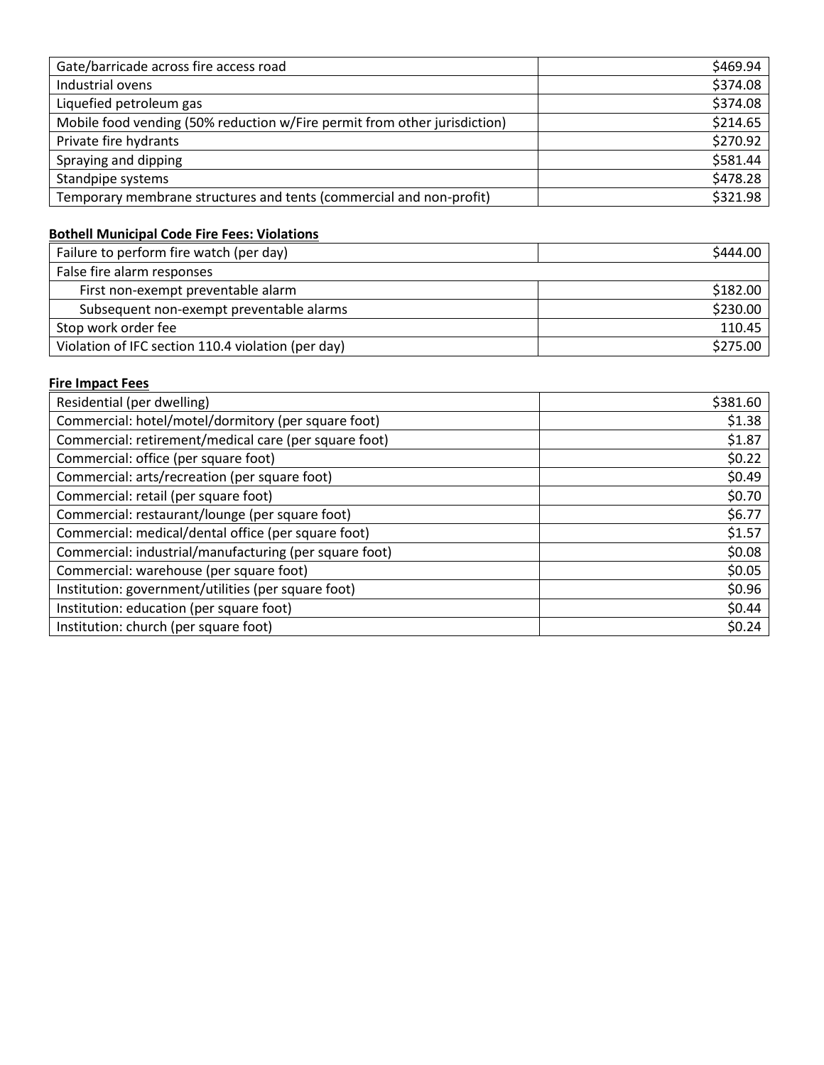| | |
|---|---|
| Gate/barricade across fire access road | $469.94 |
| Industrial ovens | $374.08 |
| Liquefied petroleum gas | $374.08 |
| Mobile food vending (50% reduction w/Fire permit from other jurisdiction) | $214.65 |
| Private fire hydrants | $270.92 |
| Spraying and dipping | $581.44 |
| Standpipe systems | $478.28 |
| Temporary membrane structures and tents (commercial and non-profit) | $321.98 |

**Bothell Municipal Code Fire Fees: Violations**

| | |
|---|---|
| Failure to perform fire watch (per day) | $444.00 |
| False fire alarm responses | |
| First non-exempt preventable alarm | $182.00 |
| Subsequent non-exempt preventable alarms | $230.00 |
| Stop work order fee | 110.45 |
| Violation of IFC section 110.4 violation (per day) | $275.00 |

**Fire Impact Fees**

| | |
|---|---|
| Residential (per dwelling) | $381.60 |
| Commercial: hotel/motel/dormitory (per square foot) | $1.38 |
| Commercial: retirement/medical care (per square foot) | $1.87 |
| Commercial: office (per square foot) | $0.22 |
| Commercial: arts/recreation (per square foot) | $0.49 |
| Commercial: retail (per square foot) | $0.70 |
| Commercial: restaurant/lounge (per square foot) | $6.77 |
| Commercial: medical/dental office (per square foot) | $1.57 |
| Commercial: industrial/manufacturing (per square foot) | $0.08 |
| Commercial: warehouse (per square foot) | $0.05 |
| Institution: government/utilities (per square foot) | $0.96 |
| Institution: education (per square foot) | $0.44 |
| Institution: church (per square foot) | $0.24 |